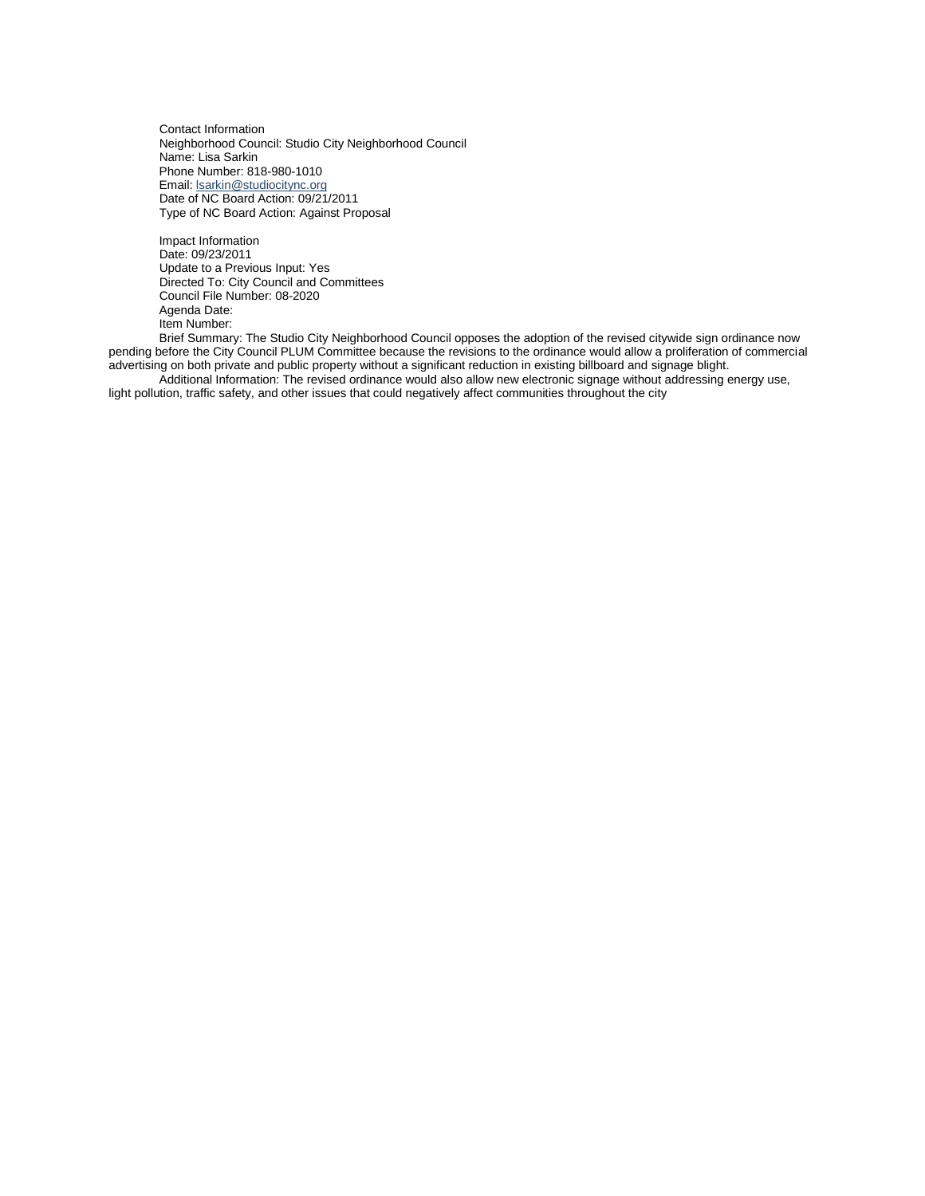Contact Information
Neighborhood Council: Studio City Neighborhood Council
Name: Lisa Sarkin
Phone Number: 818-980-1010
Email: lsarkin@studiocitync.org
Date of NC Board Action: 09/21/2011
Type of NC Board Action: Against Proposal

Impact Information
Date: 09/23/2011
Update to a Previous Input: Yes
Directed To: City Council and Committees
Council File Number: 08-2020
Agenda Date:
Item Number:

Brief Summary: The Studio City Neighborhood Council opposes the adoption of the revised citywide sign ordinance now pending before the City Council PLUM Committee because the revisions to the ordinance would allow a proliferation of commercial advertising on both private and public property without a significant reduction in existing billboard and signage blight.

Additional Information: The revised ordinance would also allow new electronic signage without addressing energy use, light pollution, traffic safety, and other issues that could negatively affect communities throughout the city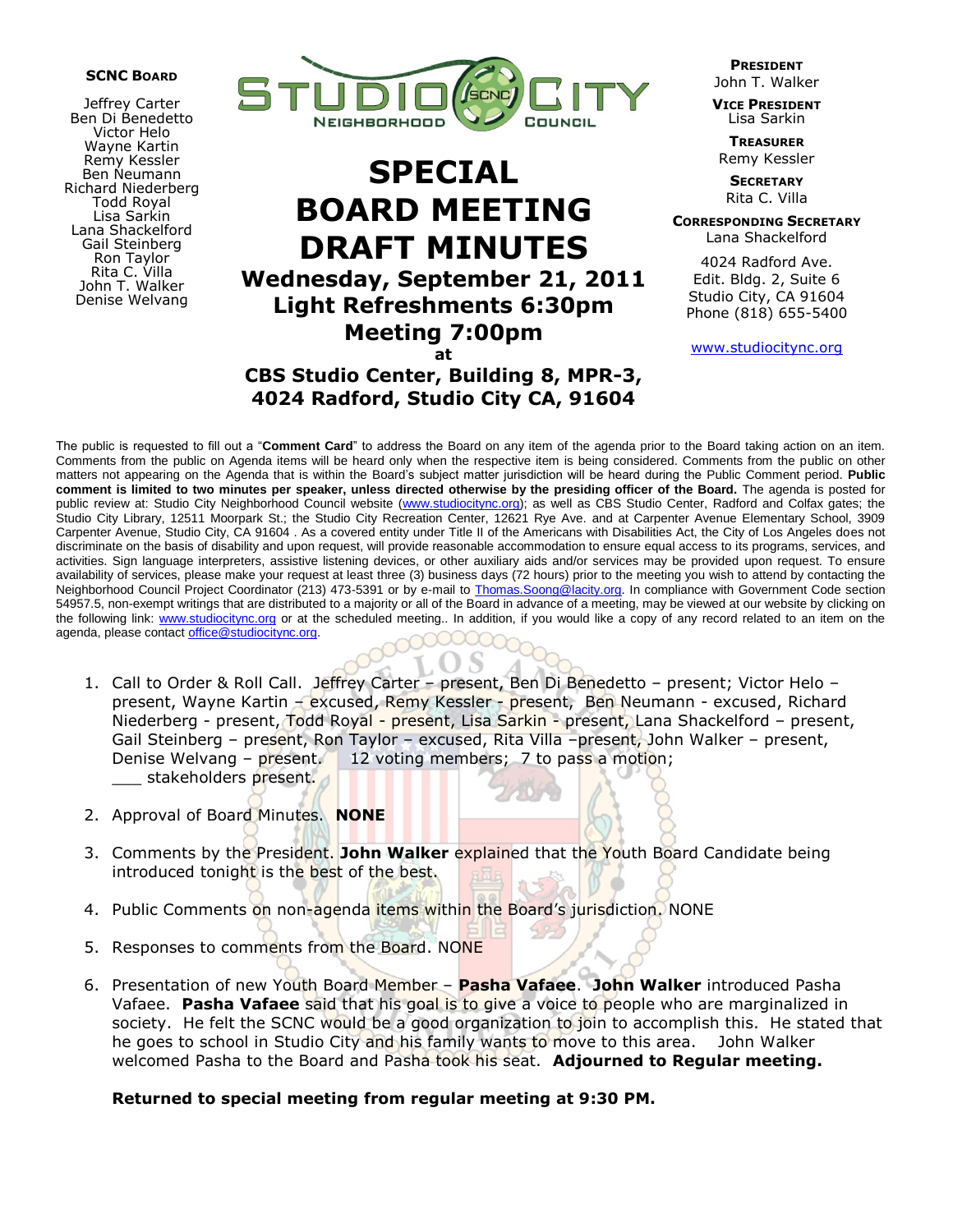**SCNC BOARD**

Jeffrey Carter
Ben Di Benedetto
Victor Helo
Wayne Kartin
Remy Kessler
Ben Neumann
Richard Niederberg
Todd Royal
Lisa Sarkin
Lana Shackelford
Gail Steinberg
Ron Taylor
Rita C. Villa
John T. Walker
Denise Welvang

STUDIO CITY NEIGHBORHOOD COUNCIL

# SPECIAL BOARD MEETING DRAFT MINUTES

## Wednesday, September 21, 2011
## Light Refreshments 6:30pm
## Meeting 7:00pm
**at**
## CBS Studio Center, Building 8, MPR-3, 4024 Radford, Studio City CA, 91604

**PRESIDENT**
John T. Walker

**VICE PRESIDENT**
Lisa Sarkin

**TREASURER**
Remy Kessler

**SECRETARY**
Rita C. Villa

**CORRESPONDING SECRETARY**
Lana Shackelford

4024 Radford Ave.
Edit. Bldg. 2, Suite 6
Studio City, CA 91604
Phone (818) 655-5400

www.studiocitync.org

The public is requested to fill out a "**Comment Card**" to address the Board on any item of the agenda prior to the Board taking action on an item. Comments from the public on Agenda items will be heard only when the respective item is being considered. Comments from the public on other matters not appearing on the Agenda that is within the Board's subject matter jurisdiction will be heard during the Public Comment period. **Public comment is limited to two minutes per speaker, unless directed otherwise by the presiding officer of the Board.** The agenda is posted for public review at: Studio City Neighborhood Council website (www.studiocitync.org); as well as CBS Studio Center, Radford and Colfax gates; the Studio City Library, 12511 Moorpark St.; the Studio City Recreation Center, 12621 Rye Ave. and at Carpenter Avenue Elementary School, 3909 Carpenter Avenue, Studio City, CA 91604 . As a covered entity under Title II of the Americans with Disabilities Act, the City of Los Angeles does not discriminate on the basis of disability and upon request, will provide reasonable accommodation to ensure equal access to its programs, services, and activities. Sign language interpreters, assistive listening devices, or other auxiliary aids and/or services may be provided upon request. To ensure availability of services, please make your request at least three (3) business days (72 hours) prior to the meeting you wish to attend by contacting the Neighborhood Council Project Coordinator (213) 473-5391 or by e-mail to Thomas.Soong@lacity.org. In compliance with Government Code section 54957.5, non-exempt writings that are distributed to a majority or all of the Board in advance of a meeting, may be viewed at our website by clicking on the following link: www.studiocitync.org or at the scheduled meeting.. In addition, if you would like a copy of any record related to an item on the agenda, please contact office@studiocitync.org.

1. Call to Order & Roll Call. Jeffrey Carter – present, Ben Di Benedetto – present; Victor Helo – present, Wayne Kartin – excused, Remy Kessler - present, Ben Neumann - excused, Richard Niederberg - present, Todd Royal - present, Lisa Sarkin - present, Lana Shackelford – present, Gail Steinberg – present, Ron Taylor – excused, Rita Villa –present, John Walker – present, Denise Welvang – present. 12 voting members; 7 to pass a motion; \_\_\_ stakeholders present.

2. Approval of Board Minutes. **NONE**

3. Comments by the President. **John Walker** explained that the Youth Board Candidate being introduced tonight is the best of the best.

4. Public Comments on non-agenda items within the Board's jurisdiction. NONE

5. Responses to comments from the Board. NONE

6. Presentation of new Youth Board Member – **Pasha Vafaee**. **John Walker** introduced Pasha Vafaee. **Pasha Vafaee** said that his goal is to give a voice to people who are marginalized in society. He felt the SCNC would be a good organization to join to accomplish this. He stated that he goes to school in Studio City and his family wants to move to this area. John Walker welcomed Pasha to the Board and Pasha took his seat. **Adjourned to Regular meeting.**

**Returned to special meeting from regular meeting at 9:30 PM.**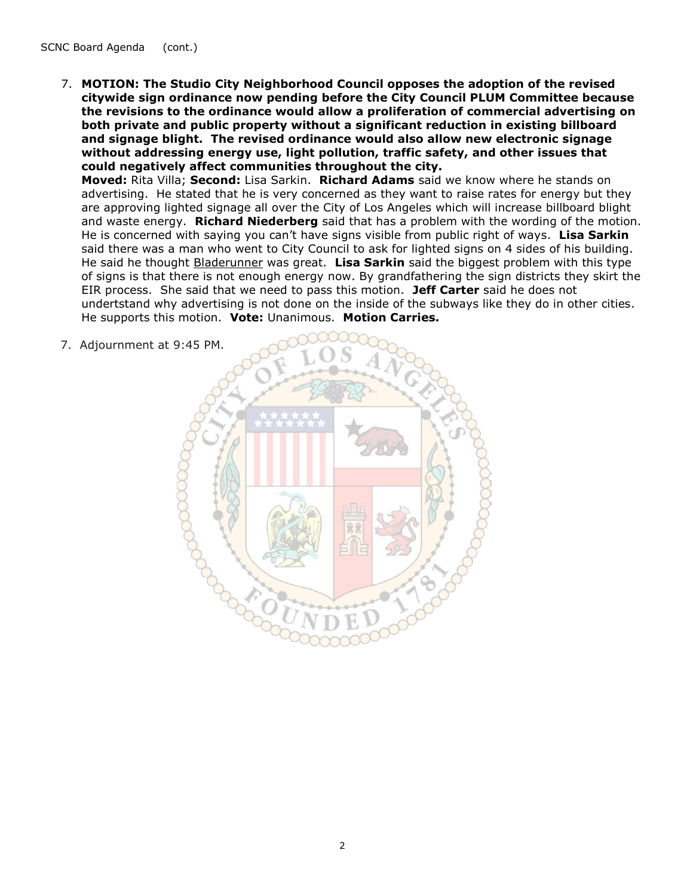7. **MOTION: The Studio City Neighborhood Council opposes the adoption of the revised citywide sign ordinance now pending before the City Council PLUM Committee because the revisions to the ordinance would allow a proliferation of commercial advertising on both private and public property without a significant reduction in existing billboard and signage blight. The revised ordinance would also allow new electronic signage without addressing energy use, light pollution, traffic safety, and other issues that could negatively affect communities throughout the city.**

   **Moved:** Rita Villa; **Second:** Lisa Sarkin. **Richard Adams** said we know where he stands on advertising. He stated that he is very concerned as they want to raise rates for energy but they are approving lighted signage all over the City of Los Angeles which will increase billboard blight and waste energy. **Richard Niederberg** said that has a problem with the wording of the motion. He is concerned with saying you can't have signs visible from public right of ways. **Lisa Sarkin** said there was a man who went to City Council to ask for lighted signs on 4 sides of his building. He said he thought Bladerunner was great. **Lisa Sarkin** said the biggest problem with this type of signs is that there is not enough energy now. By grandfathering the sign districts they skirt the EIR process. She said that we need to pass this motion. **Jeff Carter** said he does not undertstand why advertising is not done on the inside of the subways like they do in other cities. He supports this motion. **Vote:** Unanimous. **Motion Carries.**

7. Adjournment at 9:45 PM.